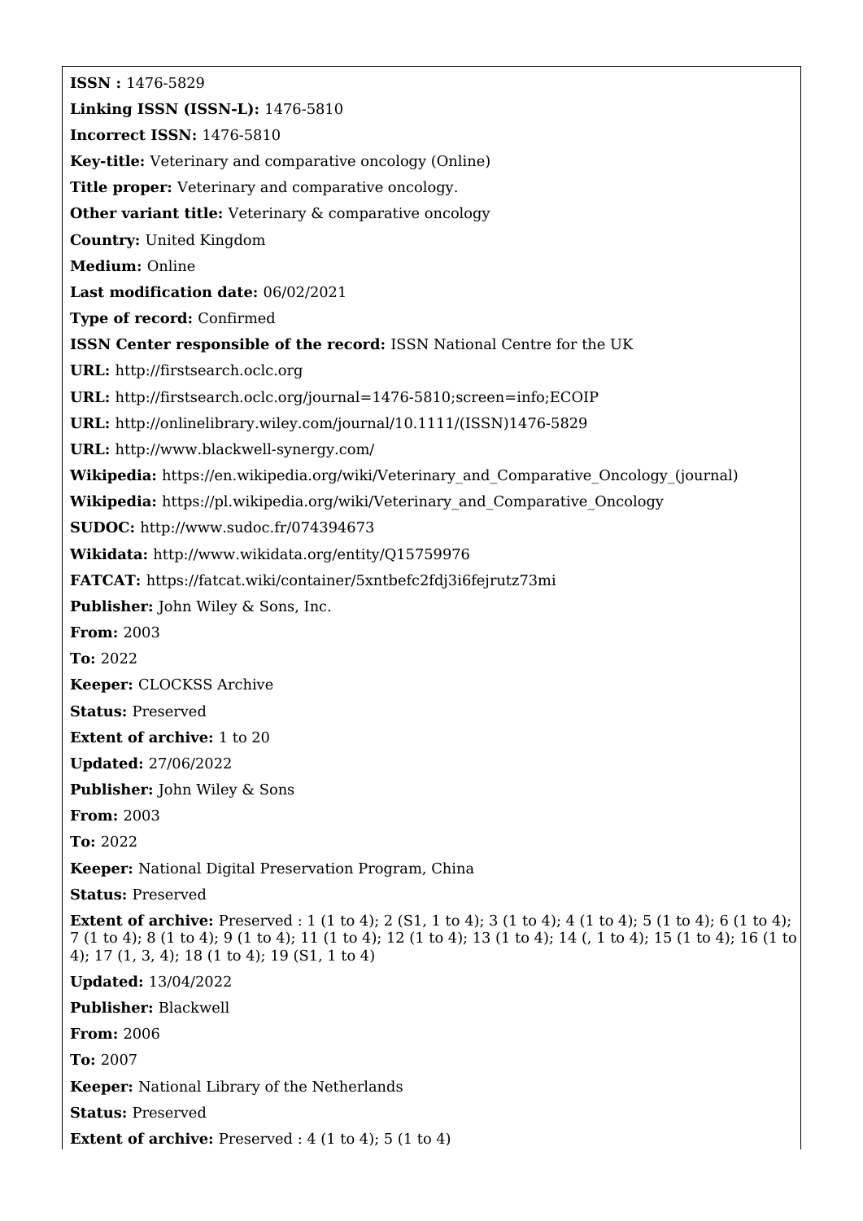**ISSN :** 1476-5829

**Linking ISSN (ISSN-L):** 1476-5810

**Incorrect ISSN:** 1476-5810

**Key-title:** Veterinary and comparative oncology (Online)

**Title proper:** Veterinary and comparative oncology.

**Other variant title:** Veterinary & comparative oncology

**Country:** United Kingdom

**Medium:** Online

**Last modification date:** 06/02/2021

**Type of record:** Confirmed

**ISSN Center responsible of the record:** ISSN National Centre for the UK

**URL:** http://firstsearch.oclc.org

**URL:** http://firstsearch.oclc.org/journal=1476-5810;screen=info;ECOIP

**URL:** http://onlinelibrary.wiley.com/journal/10.1111/(ISSN)1476-5829

**URL:** http://www.blackwell-synergy.com/

**Wikipedia:** https://en.wikipedia.org/wiki/Veterinary_and_Comparative_Oncology_(journal)

**Wikipedia:** https://pl.wikipedia.org/wiki/Veterinary_and_Comparative_Oncology

**SUDOC:** http://www.sudoc.fr/074394673

**Wikidata:** http://www.wikidata.org/entity/Q15759976

**FATCAT:** https://fatcat.wiki/container/5xntbefc2fdj3i6fejrutz73mi

**Publisher:** John Wiley & Sons, Inc.

**From:** 2003

**To:** 2022

**Keeper:** CLOCKSS Archive

**Status:** Preserved

**Extent of archive:** 1 to 20

**Updated:** 27/06/2022

**Publisher:** John Wiley & Sons

**From:** 2003

**To:** 2022

**Keeper:** National Digital Preservation Program, China

**Status:** Preserved

**Extent of archive:** Preserved : 1 (1 to 4); 2 (S1, 1 to 4); 3 (1 to 4); 4 (1 to 4); 5 (1 to 4); 6 (1 to 4); 7 (1 to 4); 8 (1 to 4); 9 (1 to 4); 11 (1 to 4); 12 (1 to 4); 13 (1 to 4); 14 (, 1 to 4); 15 (1 to 4); 16 (1 to 4); 17 (1, 3, 4); 18 (1 to 4); 19 (S1, 1 to 4)

**Updated:** 13/04/2022

**Publisher:** Blackwell

**From:** 2006

**To:** 2007

**Keeper:** National Library of the Netherlands

**Status:** Preserved

**Extent of archive:** Preserved : 4 (1 to 4); 5 (1 to 4)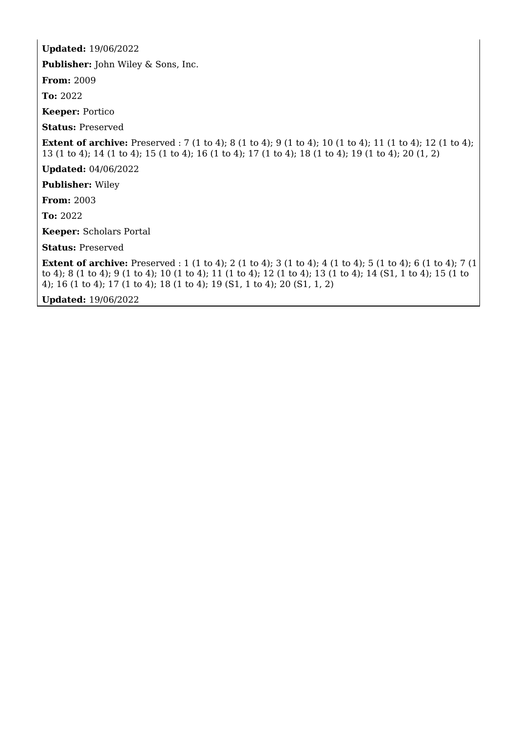**Updated:** 19/06/2022

**Publisher:** John Wiley & Sons, Inc.

**From:** 2009

**To:** 2022

**Keeper:** Portico

**Status:** Preserved

**Extent of archive:** Preserved : 7 (1 to 4); 8 (1 to 4); 9 (1 to 4); 10 (1 to 4); 11 (1 to 4); 12 (1 to 4); 13 (1 to 4); 14 (1 to 4); 15 (1 to 4); 16 (1 to 4); 17 (1 to 4); 18 (1 to 4); 19 (1 to 4); 20 (1, 2)

**Updated:** 04/06/2022

**Publisher:** Wiley

**From:** 2003

**To:** 2022

**Keeper:** Scholars Portal

**Status:** Preserved

**Extent of archive:** Preserved : 1 (1 to 4); 2 (1 to 4); 3 (1 to 4); 4 (1 to 4); 5 (1 to 4); 6 (1 to 4); 7 (1 to 4); 8 (1 to 4); 9 (1 to 4); 10 (1 to 4); 11 (1 to 4); 12 (1 to 4); 13 (1 to 4); 14 (S1, 1 to 4); 15 (1 to 4); 16 (1 to 4); 17 (1 to 4); 18 (1 to 4); 19 (S1, 1 to 4); 20 (S1, 1, 2)

**Updated:** 19/06/2022